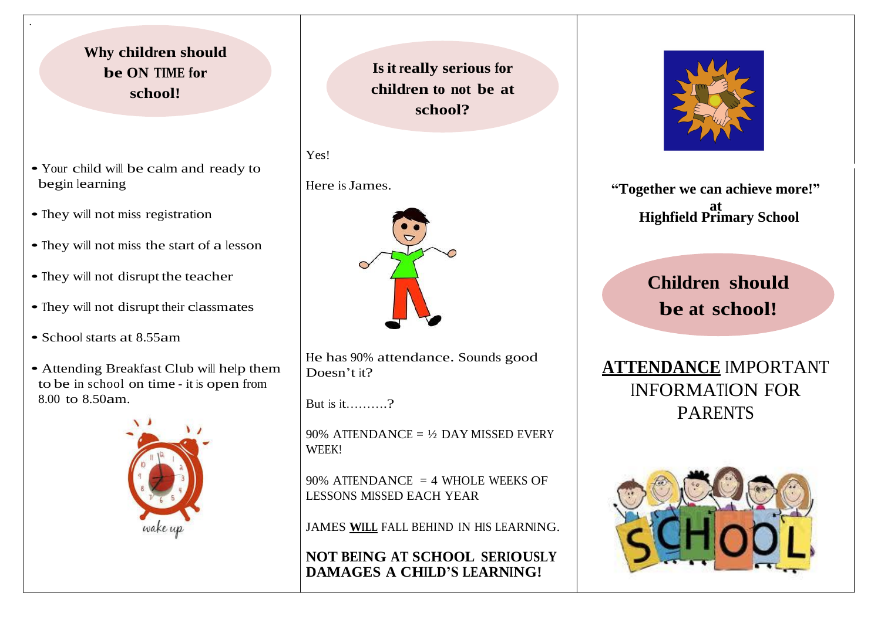## Why children should be ON TIME for school!

- Your child will be calm and ready to begin learning
- They will not miss registration
- They will not miss the start of a lesson
- They will not disrupt the teacher
- They will not disrupt their classmates
- School starts at 8.55am
- Attending Breakfast Club will help them to be in school on time - it is open from 8.00 to 8.50am.

wake up

## Is it really serious for children to not be at school?

Yes!

Here is James.

He has 90% attendance. Sounds good Doesn't it?

But is it……….?

90% ATTENDANCE = ½ DAY MISSED EVERY WEEK!

90% ATTENDANCE = 4 WHOLE WEEKS OF LESSONS MISSED EACH YEAR

JAMES **WILL** FALL BEHIND IN HIS LEARNING.

**NOT BEING AT SCHOOL SERIOUSLY DAMAGES A CHILD'S LEARNING!**

**"Together we can achieve more!"**
**at**
**Highfield Primary School**

## Children should be at school!

**ATTENDANCE** IMPORTANT INFORMATION FOR PARENTS

SCHOOL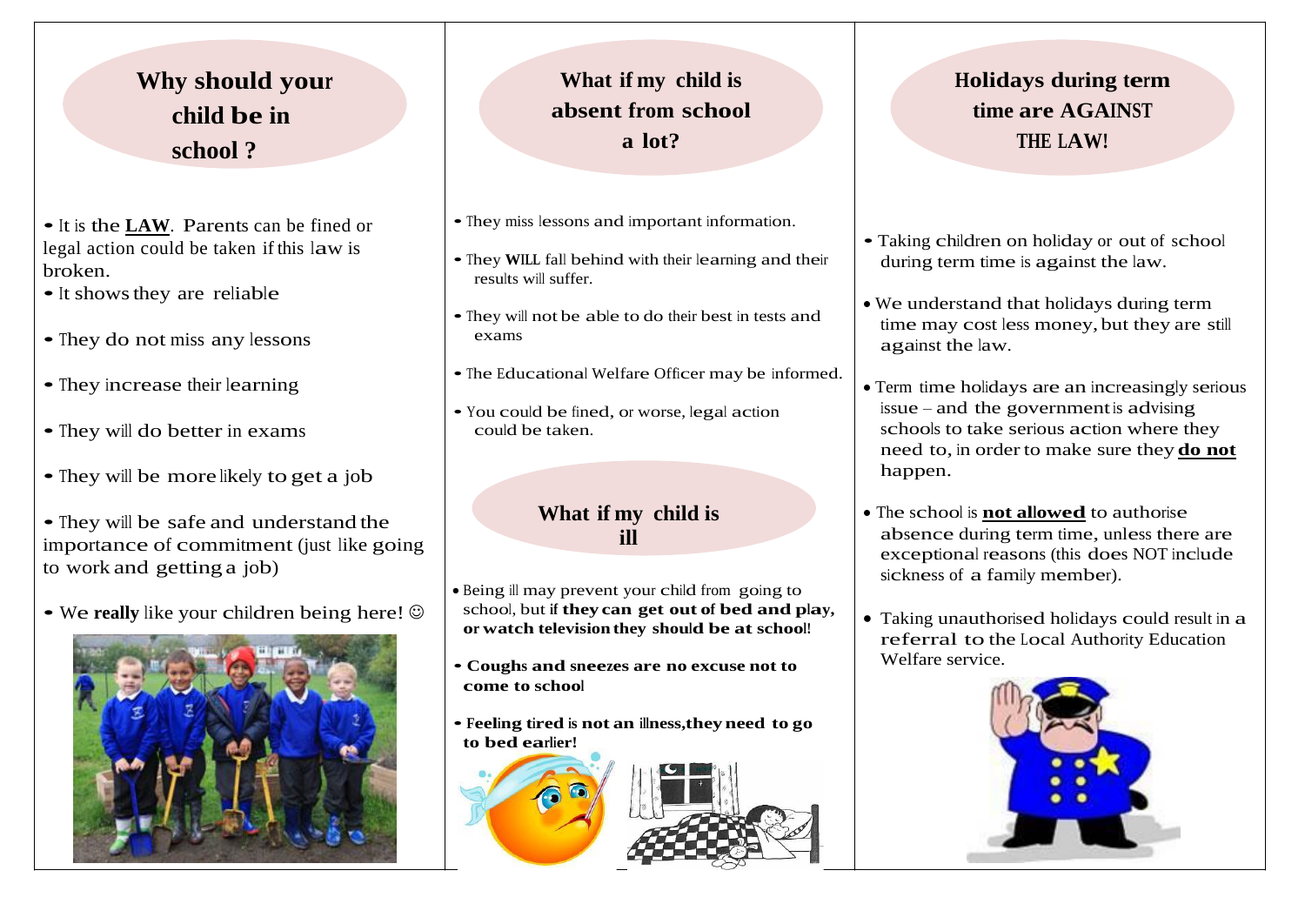## Why should your child be in school ?

- It is the **LAW**. Parents can be fined or legal action could be taken if this law is broken.
- It shows they are reliable
- They do not miss any lessons
- They increase their learning
- They will do better in exams
- They will be more likely to get a job
- They will be safe and understand the importance of commitment (just like going to work and getting a job)
- We **really** like your children being here! ☺

## What if my child is absent from school a lot?

- They miss lessons and important information.
- They **WILL** fall behind with their learning and their results will suffer.
- They will not be able to do their best in tests and exams
- The Educational Welfare Officer may be informed.
- You could be fined, or worse, legal action could be taken.

## What if my child is ill

- Being ill may prevent your child from going to school, but **if they can get out of bed and play, or watch television they should be at school!**
- **Coughs and sneezes are no excuse not to come to school**
- **Feeling tired is not an illness, they need to go to bed earlier!**

## Holidays during term time are AGAINST THE LAW!

- Taking children on holiday or out of school during term time is against the law.
- We understand that holidays during term time may cost less money, but they are still against the law.
- Term time holidays are an increasingly serious issue – and the government is advising schools to take serious action where they need to, in order to make sure they **do not** happen.
- The school is **not allowed** to authorise absence during term time, unless there are exceptional reasons (this does NOT include sickness of a family member).
- Taking unauthorised holidays could result in a referral to the Local Authority Education Welfare service.